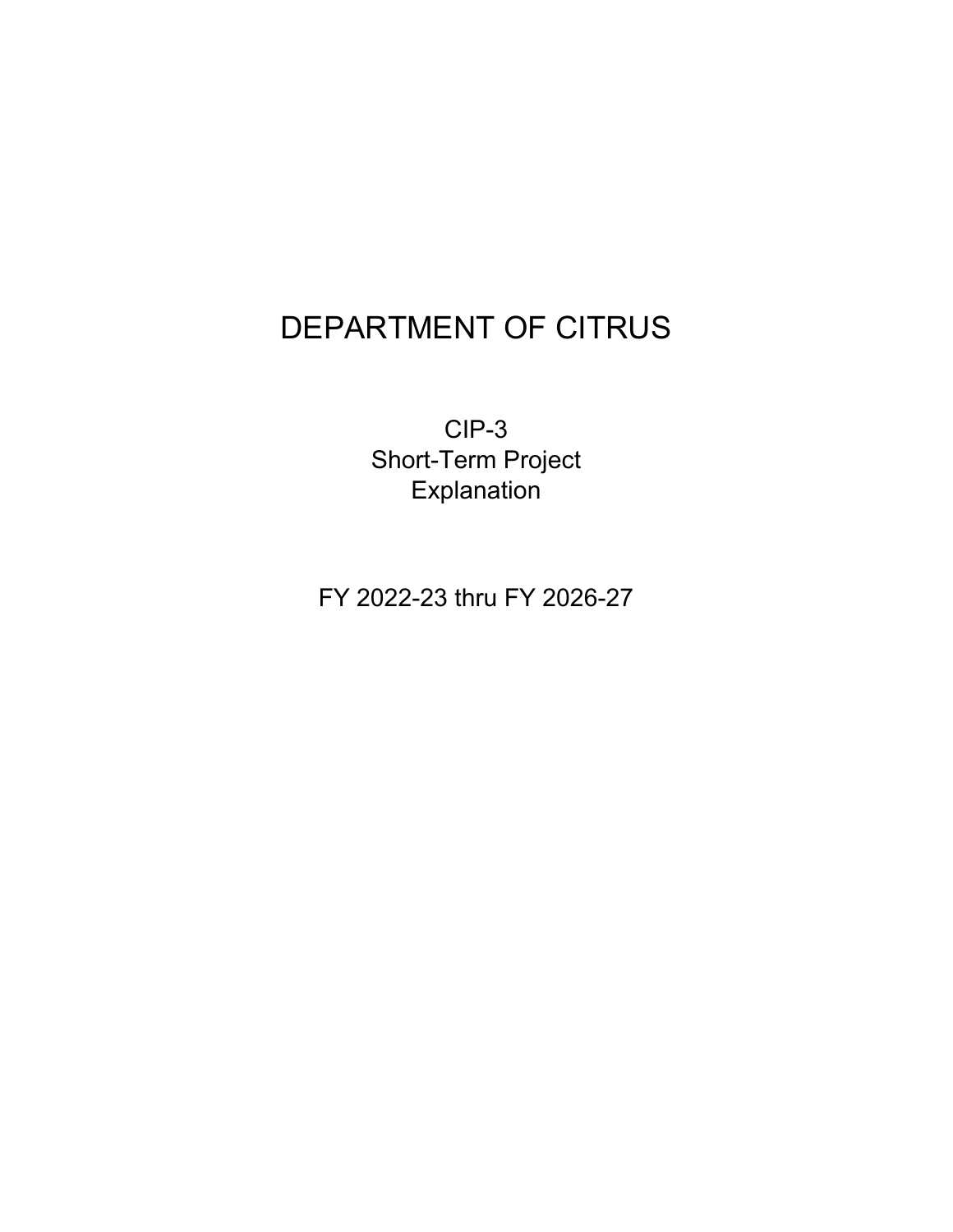# DEPARTMENT OF CITRUS

CIP-3
Short-Term Project
Explanation

FY 2022-23 thru FY 2026-27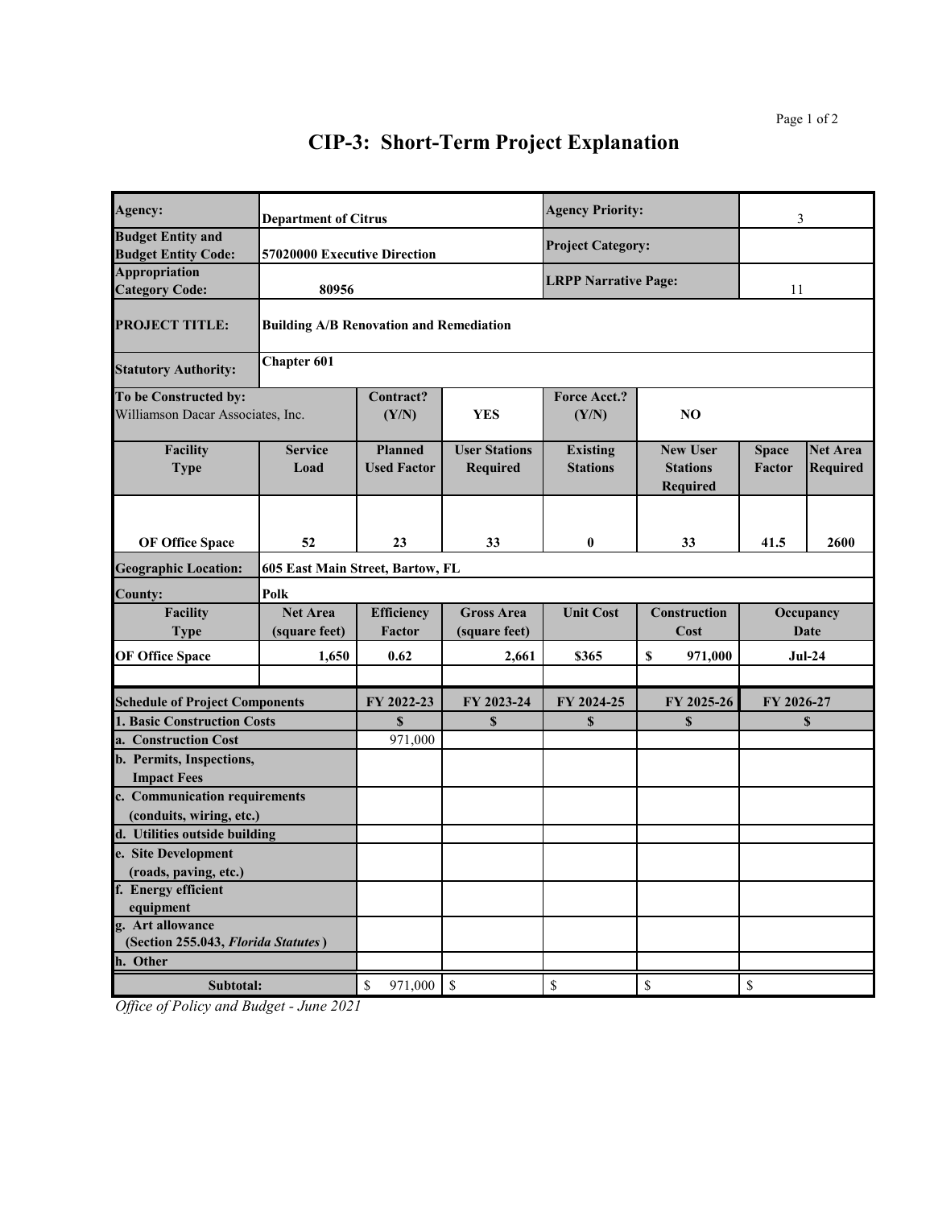# CIP-3: Short-Term Project Explanation

| | | | | | | | |
|---|---|---|---|---|---|---|---|
| **Agency:** | **Department of Citrus** | | | **Agency Priority:** | | 3 | |
| **Budget Entity and Budget Entity Code:** | **57020000 Executive Direction** | | | **Project Category:** | | | |
| **Appropriation Category Code:** | **80956** | | | **LRPP Narrative Page:** | | 11 | |
| **PROJECT TITLE:** | **Building A/B Renovation and Remediation** | | | | | | |
| **Statutory Authority:** | **Chapter 601** | | | | | | |
| **To be Constructed by:** Williamson Dacar Associates, Inc. | | **Contract? (Y/N)** | **YES** | **Force Acct.? (Y/N)** | **NO** | | |
| **Facility Type** | **Service Load** | **Planned Used Factor** | **User Stations Required** | **Existing Stations** | **New User Stations Required** | **Space Factor** | **Net Area Required** |
| **OF Office Space** | **52** | **23** | **33** | **0** | **33** | **41.5** | **2600** |
| **Geographic Location:** | **605 East Main Street, Bartow, FL** | | | | | | |
| **County:** | **Polk** | | | | | | |
| **Facility Type** | **Net Area (square feet)** | **Efficiency Factor** | **Gross Area (square feet)** | **Unit Cost** | **Construction Cost** | **Occupancy Date** | |
| **OF Office Space** | **1,650** | **0.62** | **2,661** | **$365** | **$ 971,000** | **Jul-24** | |
| | | | | | | | |

| **Schedule of Project Components** | **FY 2022-23** | **FY 2023-24** | **FY 2024-25** | **FY 2025-26** | **FY 2026-27** |
|---|---|---|---|---|---|
| **1. Basic Construction Costs** | **$** | **$** | **$** | **$** | **$** |
| **a. Construction Cost** | 971,000 | | | | |
| **b. Permits, Inspections, Impact Fees** | | | | | |
| **c. Communication requirements (conduits, wiring, etc.)** | | | | | |
| **d. Utilities outside building** | | | | | |
| **e. Site Development (roads, paving, etc.)** | | | | | |
| **f. Energy efficient equipment** | | | | | |
| **g. Art allowance (Section 255.043, *Florida Statutes*)** | | | | | |
| **h. Other** | | | | | |
| **Subtotal:** | $ 971,000 | $ | $ | $ | $ |

*Office of Policy and Budget - June 2021*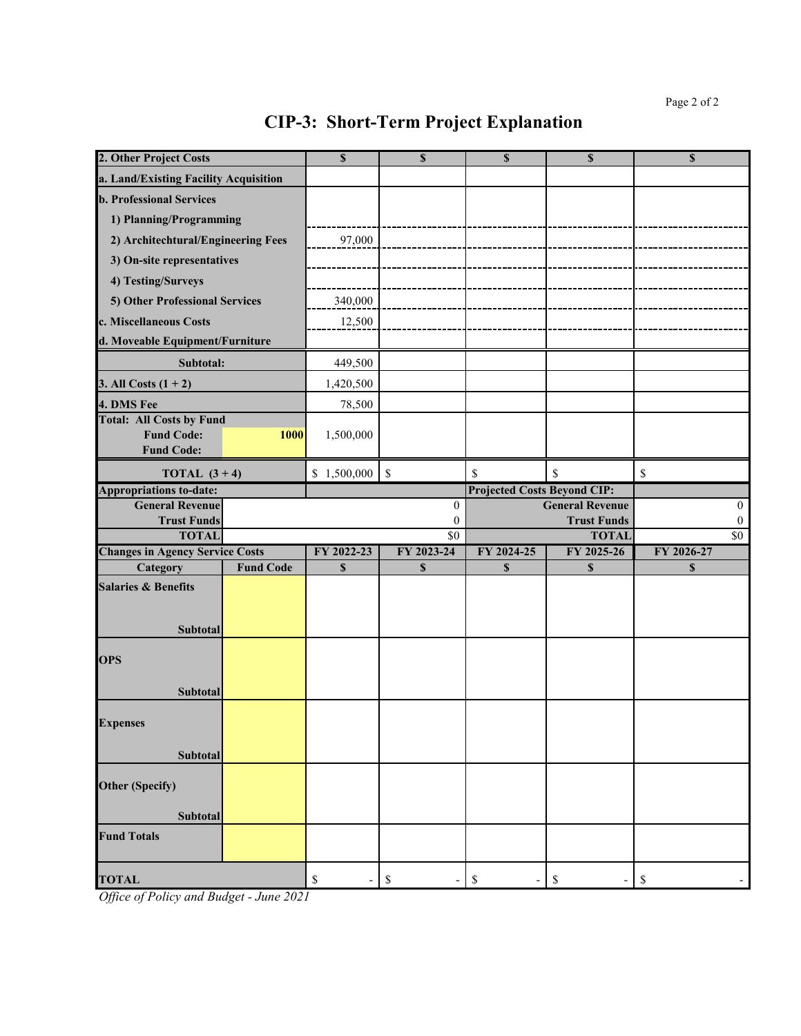# CIP-3: Short-Term Project Explanation

| 2. Other Project Costs | $ | $ | $ | $ | $ |
|---|---|---|---|---|---|
| a. Land/Existing Facility Acquisition | | | | | |
| b. Professional Services | | | | | |
| 1) Planning/Programming | | | | | |
| 2) Architechtural/Engineering Fees | 97,000 | | | | |
| 3) On-site representatives | | | | | |
| 4) Testing/Surveys | | | | | |
| 5) Other Professional Services | 340,000 | | | | |
| c. Miscellaneous Costs | 12,500 | | | | |
| d. Moveable Equipment/Furniture | | | | | |
| Subtotal: | 449,500 | | | | |
| 3. All Costs (1 + 2) | 1,420,500 | | | | |
| 4. DMS Fee | 78,500 | | | | |
| Total: All Costs by Fund — Fund Code: 1000 | 1,500,000 | | | | |
| Fund Code: | | | | | |
| TOTAL (3 + 4) | $ 1,500,000 | $ | $ | $ | $ |

| Appropriations to-date: | | Projected Costs Beyond CIP: | |
|---|---|---|---|
| General Revenue | 0 | General Revenue | 0 |
| Trust Funds | 0 | Trust Funds | 0 |
| TOTAL | $0 | TOTAL | $0 |

| Changes in Agency Service Costs | | FY 2022-23 | FY 2023-24 | FY 2024-25 | FY 2025-26 | FY 2026-27 |
|---|---|---|---|---|---|---|
| Category | Fund Code | $ | $ | $ | $ | $ |
| Salaries & Benefits | | | | | | |
| Subtotal | | | | | | |
| OPS | | | | | | |
| Subtotal | | | | | | |
| Expenses | | | | | | |
| Subtotal | | | | | | |
| Other (Specify) | | | | | | |
| Subtotal | | | | | | |
| Fund Totals | | | | | | |
| TOTAL | | $ - | $ - | $ - | $ - | $ - |

*Office of Policy and Budget - June 2021*